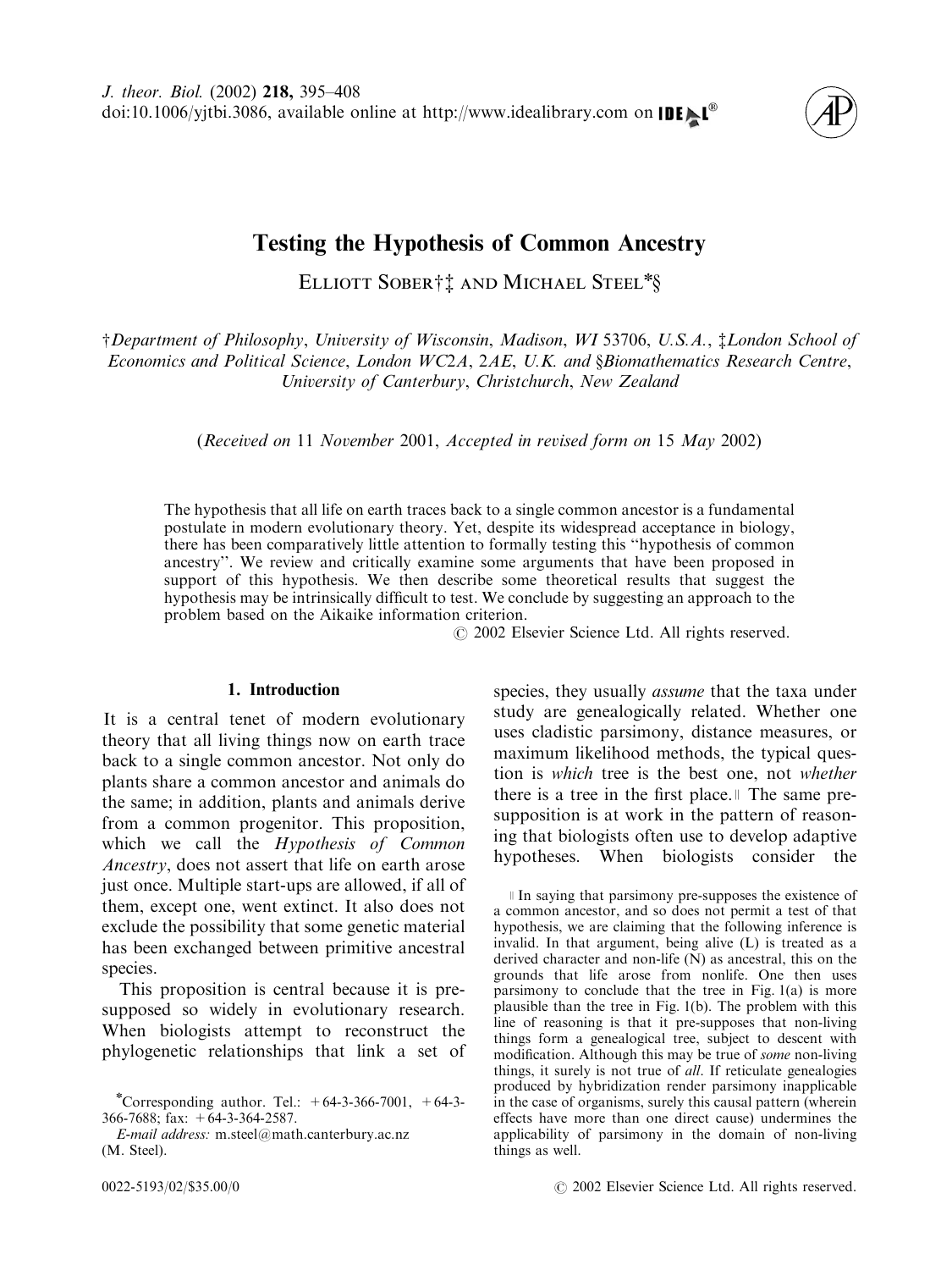# Testing the Hypothesis of Common Ancestry

Elliott Sober†‡ and Michael Steel*§

†*Department of Philosophy, University of Wisconsin, Madison, WI 53706, U.S.A.*, ‡*London School of Economics and Political Science, London WC2A, 2AE, U.K.* and §*Biomathematics Research Centre, University of Canterbury, Christchurch, New Zealand*

(*Received on 11 November 2001, Accepted in revised form on 15 May 2002*)

The hypothesis that all life on earth traces back to a single common ancestor is a fundamental postulate in modern evolutionary theory. Yet, despite its widespread acceptance in biology, there has been comparatively little attention to formally testing this "hypothesis of common ancestry". We review and critically examine some arguments that have been proposed in support of this hypothesis. We then describe some theoretical results that suggest the hypothesis may be intrinsically difficult to test. We conclude by suggesting an approach to the problem based on the Aikaike information criterion.

© 2002 Elsevier Science Ltd. All rights reserved.

## 1. Introduction

It is a central tenet of modern evolutionary theory that all living things now on earth trace back to a single common ancestor. Not only do plants share a common ancestor and animals do the same; in addition, plants and animals derive from a common progenitor. This proposition, which we call the *Hypothesis of Common Ancestry*, does not assert that life on earth arose just once. Multiple start-ups are allowed, if all of them, except one, went extinct. It also does not exclude the possibility that some genetic material has been exchanged between primitive ancestral species.

This proposition is central because it is presupposed so widely in evolutionary research. When biologists attempt to reconstruct the phylogenetic relationships that link a set of species, they usually *assume* that the taxa under study are genealogically related. Whether one uses cladistic parsimony, distance measures, or maximum likelihood methods, the typical question is *which* tree is the best one, not *whether* there is a tree in the first place.‖ The same presupposition is at work in the pattern of reasoning that biologists often use to develop adaptive hypotheses. When biologists consider the

*Corresponding author. Tel.: +64-3-366-7001, +64-3-366-7688; fax: +64-3-364-2587.

*E-mail address:* m.steel@math.canterbury.ac.nz (M. Steel).

‖ In saying that parsimony pre-supposes the existence of a common ancestor, and so does not permit a test of that hypothesis, we are claiming that the following inference is invalid. In that argument, being alive (L) is treated as a derived character and non-life (N) as ancestral, this on the grounds that life arose from nonlife. One then uses parsimony to conclude that the tree in Fig. 1(a) is more plausible than the tree in Fig. 1(b). The problem with this line of reasoning is that it pre-supposes that non-living things form a genealogical tree, subject to descent with modification. Although this may be true of *some* non-living things, it surely is not true of *all*. If reticulate genealogies produced by hybridization render parsimony inapplicable in the case of organisms, surely this causal pattern (wherein effects have more than one direct cause) undermines the applicability of parsimony in the domain of non-living things as well.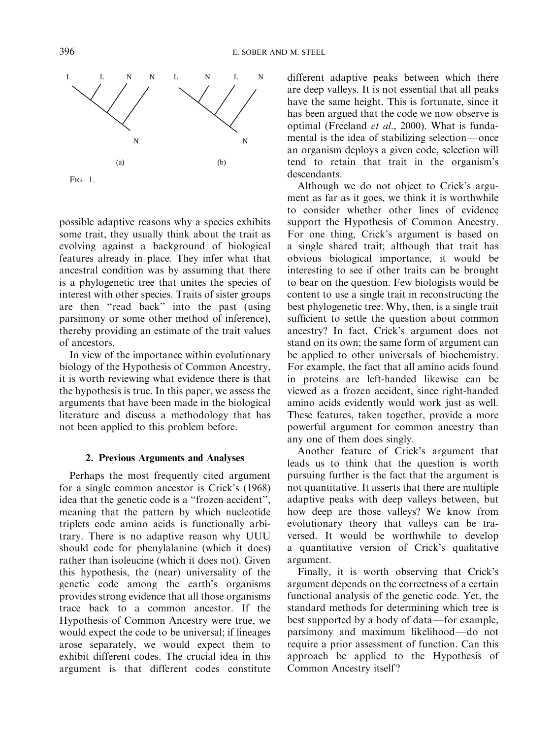FIG. 1.

possible adaptive reasons why a species exhibits some trait, they usually think about the trait as evolving against a background of biological features already in place. They infer what that ancestral condition was by assuming that there is a phylogenetic tree that unites the species of interest with other species. Traits of sister groups are then "read back" into the past (using parsimony or some other method of inference), thereby providing an estimate of the trait values of ancestors.

In view of the importance within evolutionary biology of the Hypothesis of Common Ancestry, it is worth reviewing what evidence there is that the hypothesis is true. In this paper, we assess the arguments that have been made in the biological literature and discuss a methodology that has not been applied to this problem before.

## 2. Previous Arguments and Analyses

Perhaps the most frequently cited argument for a single common ancestor is Crick's (1968) idea that the genetic code is a "frozen accident", meaning that the pattern by which nucleotide triplets code amino acids is functionally arbitrary. There is no adaptive reason why UUU should code for phenylalanine (which it does) rather than isoleucine (which it does not). Given this hypothesis, the (near) universality of the genetic code among the earth's organisms provides strong evidence that all those organisms trace back to a common ancestor. If the Hypothesis of Common Ancestry were true, we would expect the code to be universal; if lineages arose separately, we would expect them to exhibit different codes. The crucial idea in this argument is that different codes constitute different adaptive peaks between which there are deep valleys. It is not essential that all peaks have the same height. This is fortunate, since it has been argued that the code we now observe is optimal (Freeland *et al.*, 2000). What is fundamental is the idea of stabilizing selection—once an organism deploys a given code, selection will tend to retain that trait in the organism's descendants.

Although we do not object to Crick's argument as far as it goes, we think it is worthwhile to consider whether other lines of evidence support the Hypothesis of Common Ancestry. For one thing, Crick's argument is based on a single shared trait; although that trait has obvious biological importance, it would be interesting to see if other traits can be brought to bear on the question. Few biologists would be content to use a single trait in reconstructing the best phylogenetic tree. Why, then, is a single trait sufficient to settle the question about common ancestry? In fact, Crick's argument does not stand on its own; the same form of argument can be applied to other universals of biochemistry. For example, the fact that all amino acids found in proteins are left-handed likewise can be viewed as a frozen accident, since right-handed amino acids evidently would work just as well. These features, taken together, provide a more powerful argument for common ancestry than any one of them does singly.

Another feature of Crick's argument that leads us to think that the question is worth pursuing further is the fact that the argument is not quantitative. It asserts that there are multiple adaptive peaks with deep valleys between, but how deep are those valleys? We know from evolutionary theory that valleys can be traversed. It would be worthwhile to develop a quantitative version of Crick's qualitative argument.

Finally, it is worth observing that Crick's argument depends on the correctness of a certain functional analysis of the genetic code. Yet, the standard methods for determining which tree is best supported by a body of data—for example, parsimony and maximum likelihood—do not require a prior assessment of function. Can this approach be applied to the Hypothesis of Common Ancestry itself?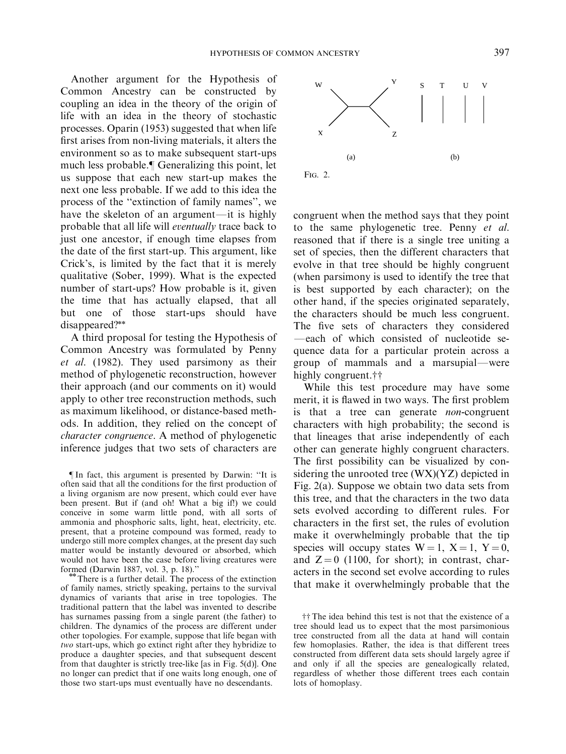Another argument for the Hypothesis of Common Ancestry can be constructed by coupling an idea in the theory of the origin of life with an idea in the theory of stochastic processes. Oparin (1953) suggested that when life first arises from non-living materials, it alters the environment so as to make subsequent start-ups much less probable.¶ Generalizing this point, let us suppose that each new start-up makes the next one less probable. If we add to this idea the process of the "extinction of family names", we have the skeleton of an argument—it is highly probable that all life will *eventually* trace back to just one ancestor, if enough time elapses from the date of the first start-up. This argument, like Crick's, is limited by the fact that it is merely qualitative (Sober, 1999). What is the expected number of start-ups? How probable is it, given the time that has actually elapsed, that all but one of those start-ups should have disappeared?**

A third proposal for testing the Hypothesis of Common Ancestry was formulated by Penny *et al.* (1982). They used parsimony as their method of phylogenetic reconstruction, however their approach (and our comments on it) would apply to other tree reconstruction methods, such as maximum likelihood, or distance-based methods. In addition, they relied on the concept of *character congruence*. A method of phylogenetic inference judges that two sets of characters are congruent when the method says that they point to the same phylogenetic tree. Penny *et al.* reasoned that if there is a single tree uniting a set of species, then the different characters that evolve in that tree should be highly congruent (when parsimony is used to identify the tree that is best supported by each character); on the other hand, if the species originated separately, the characters should be much less congruent. The five sets of characters they considered—each of which consisted of nucleotide sequence data for a particular protein across a group of mammals and a marsupial—were highly congruent.††

FIG. 2.

While this test procedure may have some merit, it is flawed in two ways. The first problem is that a tree can generate *non*-congruent characters with high probability; the second is that lineages that arise independently of each other can generate highly congruent characters. The first possibility can be visualized by considering the unrooted tree (WX)(YZ) depicted in Fig. 2(a). Suppose we obtain two data sets from this tree, and that the characters in the two data sets evolved according to different rules. For characters in the first set, the rules of evolution make it overwhelmingly probable that the tip species will occupy states W = 1, X = 1, Y = 0, and Z = 0 (1100, for short); in contrast, characters in the second set evolve according to rules that make it overwhelmingly probable that the

¶ In fact, this argument is presented by Darwin: "It is often said that all the conditions for the first production of a living organism are now present, which could ever have been present. But if (and oh! What a big if!) we could conceive in some warm little pond, with all sorts of ammonia and phosphoric salts, light, heat, electricity, etc. present, that a proteine compound was formed, ready to undergo still more complex changes, at the present day such matter would be instantly devoured or absorbed, which would not have been the case before living creatures were formed (Darwin 1887, vol. 3, p. 18)."

** There is a further detail. The process of the extinction of family names, strictly speaking, pertains to the survival dynamics of variants that arise in tree topologies. The traditional pattern that the label was invented to describe has surnames passing from a single parent (the father) to children. The dynamics of the process are different under other topologies. For example, suppose that life began with *two* start-ups, which go extinct right after they hybridize to produce a daughter species, and that subsequent descent from that daughter is strictly tree-like [as in Fig. 5(d)]. One no longer can predict that if one waits long enough, one of those two start-ups must eventually have no descendants.

†† The idea behind this test is not that the existence of a tree should lead us to expect that the most parsimonious tree constructed from all the data at hand will contain few homoplasies. Rather, the idea is that different trees constructed from different data sets should largely agree if and only if all the species are genealogically related, regardless of whether those different trees each contain lots of homoplasy.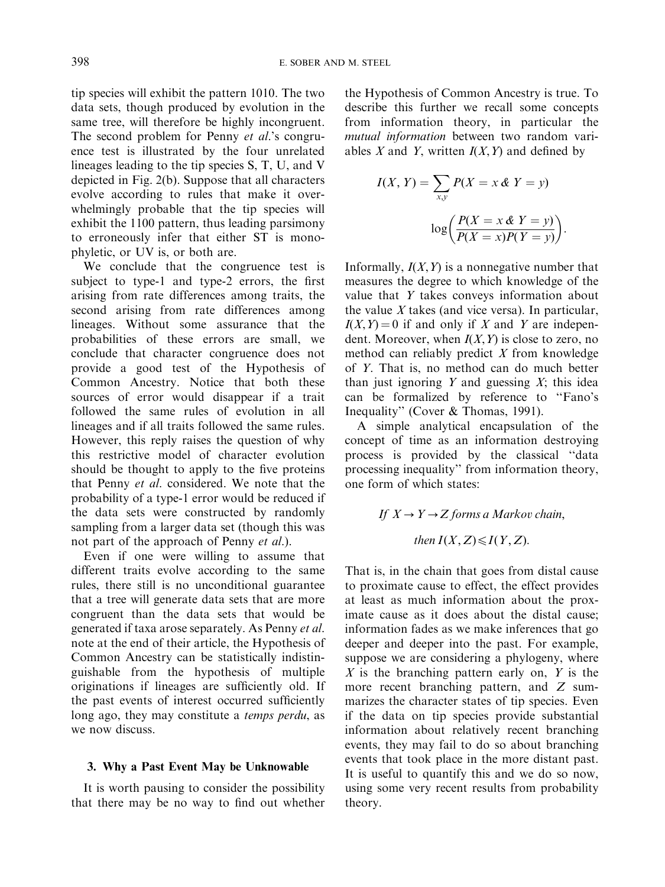tip species will exhibit the pattern 1010. The two data sets, though produced by evolution in the same tree, will therefore be highly incongruent. The second problem for Penny *et al.*'s congruence test is illustrated by the four unrelated lineages leading to the tip species S, T, U, and V depicted in Fig. 2(b). Suppose that all characters evolve according to rules that make it overwhelmingly probable that the tip species will exhibit the 1100 pattern, thus leading parsimony to erroneously infer that either ST is monophyletic, or UV is, or both are.

We conclude that the congruence test is subject to type-1 and type-2 errors, the first arising from rate differences among traits, the second arising from rate differences among lineages. Without some assurance that the probabilities of these errors are small, we conclude that character congruence does not provide a good test of the Hypothesis of Common Ancestry. Notice that both these sources of error would disappear if a trait followed the same rules of evolution in all lineages and if all traits followed the same rules. However, this reply raises the question of why this restrictive model of character evolution should be thought to apply to the five proteins that Penny *et al.* considered. We note that the probability of a type-1 error would be reduced if the data sets were constructed by randomly sampling from a larger data set (though this was not part of the approach of Penny *et al.*).

Even if one were willing to assume that different traits evolve according to the same rules, there still is no unconditional guarantee that a tree will generate data sets that are more congruent than the data sets that would be generated if taxa arose separately. As Penny *et al.* note at the end of their article, the Hypothesis of Common Ancestry can be statistically indistinguishable from the hypothesis of multiple originations if lineages are sufficiently old. If the past events of interest occurred sufficiently long ago, they may constitute a *temps perdu*, as we now discuss.

## 3. Why a Past Event May be Unknowable

It is worth pausing to consider the possibility that there may be no way to find out whether the Hypothesis of Common Ancestry is true. To describe this further we recall some concepts from information theory, in particular the *mutual information* between two random variables $X$ and $Y$, written $I(X, Y)$ and defined by

$$I(X, Y) = \sum_{x,y} P(X = x \,\&\, Y = y) \log\left(\frac{P(X = x \,\&\, Y = y)}{P(X = x)P(Y = y)}\right).$$

Informally, $I(X,Y)$ is a nonnegative number that measures the degree to which knowledge of the value that $Y$ takes conveys information about the value $X$ takes (and vice versa). In particular, $I(X,Y) = 0$ if and only if $X$ and $Y$ are independent. Moreover, when $I(X,Y)$ is close to zero, no method can reliably predict $X$ from knowledge of $Y$. That is, no method can do much better than just ignoring $Y$ and guessing $X$; this idea can be formalized by reference to "Fano's Inequality" (Cover & Thomas, 1991).

A simple analytical encapsulation of the concept of time as an information destroying process is provided by the classical "data processing inequality" from information theory, one form of which states:

$$\textit{If } X \rightarrow Y \rightarrow Z \textit{ forms a Markov chain, then } I(X, Z) \leqslant I(Y, Z).$$

That is, in the chain that goes from distal cause to proximate cause to effect, the effect provides at least as much information about the proximate cause as it does about the distal cause; information fades as we make inferences that go deeper and deeper into the past. For example, suppose we are considering a phylogeny, where $X$ is the branching pattern early on, $Y$ is the more recent branching pattern, and $Z$ summarizes the character states of tip species. Even if the data on tip species provide substantial information about relatively recent branching events, they may fail to do so about branching events that took place in the more distant past. It is useful to quantify this and we do so now, using some very recent results from probability theory.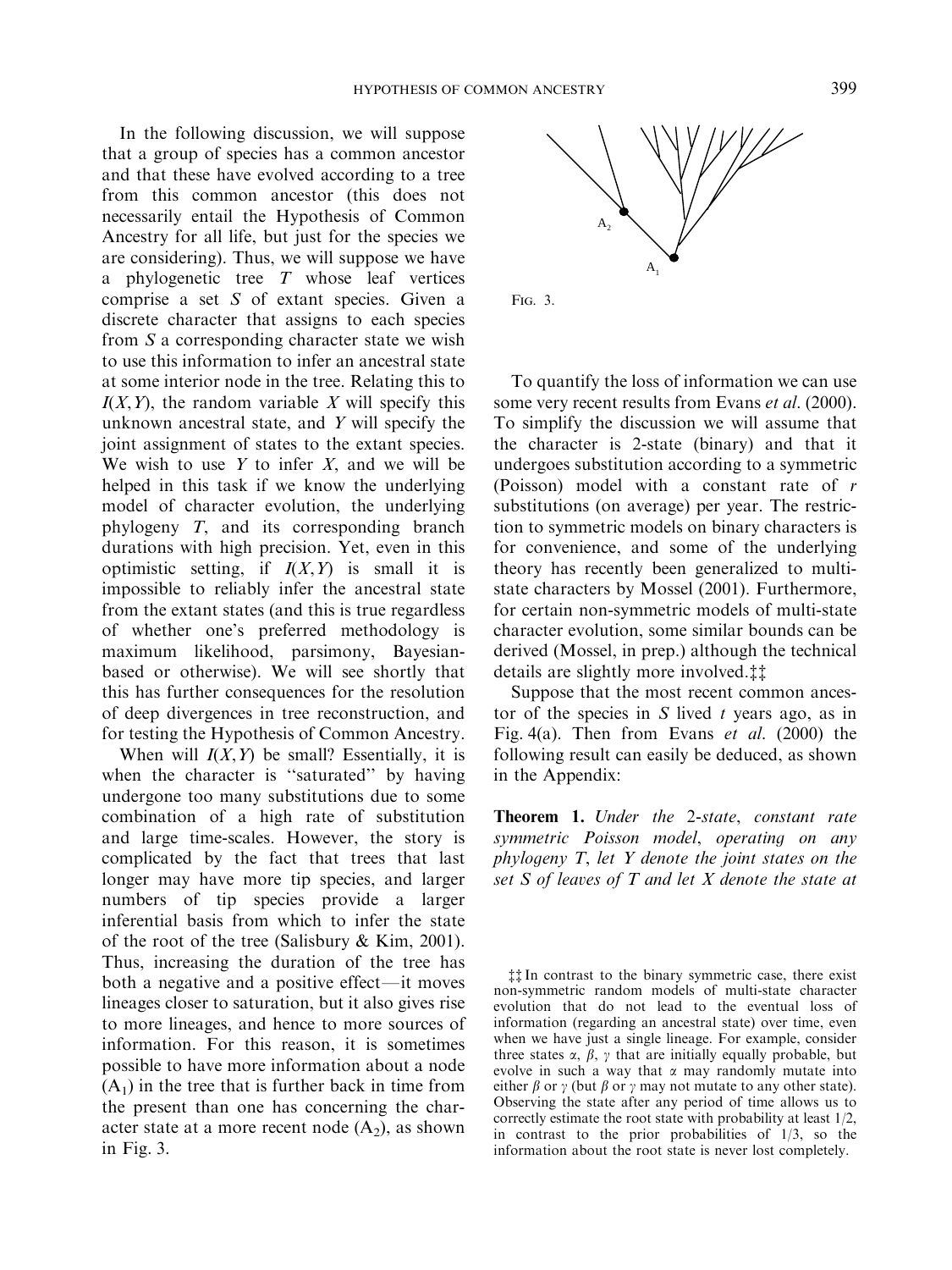In the following discussion, we will suppose that a group of species has a common ancestor and that these have evolved according to a tree from this common ancestor (this does not necessarily entail the Hypothesis of Common Ancestry for all life, but just for the species we are considering). Thus, we will suppose we have a phylogenetic tree $T$ whose leaf vertices comprise a set $S$ of extant species. Given a discrete character that assigns to each species from $S$ a corresponding character state we wish to use this information to infer an ancestral state at some interior node in the tree. Relating this to $I(X,Y)$, the random variable $X$ will specify this unknown ancestral state, and $Y$ will specify the joint assignment of states to the extant species. We wish to use $Y$ to infer $X$, and we will be helped in this task if we know the underlying model of character evolution, the underlying phylogeny $T$, and its corresponding branch durations with high precision. Yet, even in this optimistic setting, if $I(X,Y)$ is small it is impossible to reliably infer the ancestral state from the extant states (and this is true regardless of whether one's preferred methodology is maximum likelihood, parsimony, Bayesian-based or otherwise). We will see shortly that this has further consequences for the resolution of deep divergences in tree reconstruction, and for testing the Hypothesis of Common Ancestry.

When will $I(X,Y)$ be small? Essentially, it is when the character is "saturated" by having undergone too many substitutions due to some combination of a high rate of substitution and large time-scales. However, the story is complicated by the fact that trees that last longer may have more tip species, and larger numbers of tip species provide a larger inferential basis from which to infer the state of the root of the tree (Salisbury & Kim, 2001). Thus, increasing the duration of the tree has both a negative and a positive effect—it moves lineages closer to saturation, but it also gives rise to more lineages, and hence to more sources of information. For this reason, it is sometimes possible to have more information about a node ($A_1$) in the tree that is further back in time from the present than one has concerning the character state at a more recent node ($A_2$), as shown in Fig. 3.

FIG. 3.

To quantify the loss of information we can use some very recent results from Evans *et al.* (2000). To simplify the discussion we will assume that the character is 2-state (binary) and that it undergoes substitution according to a symmetric (Poisson) model with a constant rate of $r$ substitutions (on average) per year. The restriction to symmetric models on binary characters is for convenience, and some of the underlying theory has recently been generalized to multi-state characters by Mossel (2001). Furthermore, for certain non-symmetric models of multi-state character evolution, some similar bounds can be derived (Mossel, in prep.) although the technical details are slightly more involved.‡‡

Suppose that the most recent common ancestor of the species in $S$ lived $t$ years ago, as in Fig. 4(a). Then from Evans *et al.* (2000) the following result can easily be deduced, as shown in the Appendix:

**Theorem 1.** *Under the 2-state, constant rate symmetric Poisson model, operating on any phylogeny $T$, let $Y$ denote the joint states on the set $S$ of leaves of $T$ and let $X$ denote the state at*

‡‡ In contrast to the binary symmetric case, there exist non-symmetric random models of multi-state character evolution that do not lead to the eventual loss of information (regarding an ancestral state) over time, even when we have just a single lineage. For example, consider three states $\alpha$, $\beta$, $\gamma$ that are initially equally probable, but evolve in such a way that $\alpha$ may randomly mutate into either $\beta$ or $\gamma$ (but $\beta$ or $\gamma$ may not mutate to any other state). Observing the state after any period of time allows us to correctly estimate the root state with probability at least 1/2, in contrast to the prior probabilities of 1/3, so the information about the root state is never lost completely.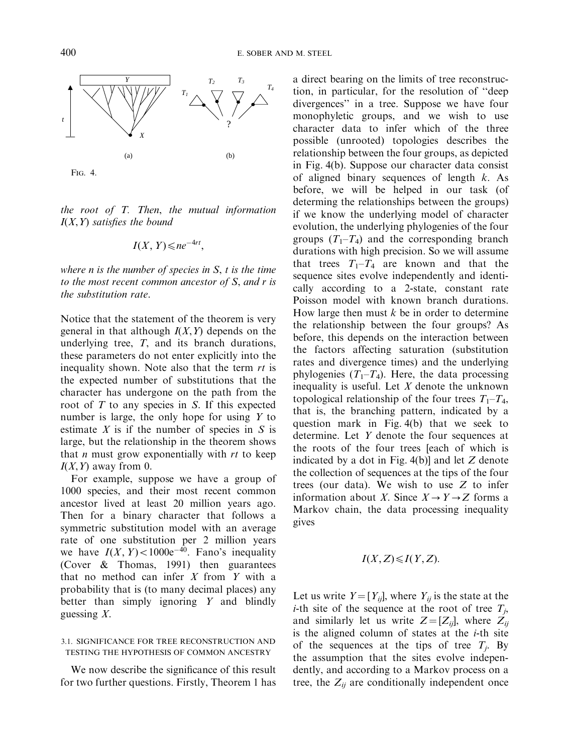FIG. 4.

*the root of T. Then, the mutual information $I(X,Y)$ satisfies the bound*

$$I(X, Y) \leqslant ne^{-4rt},$$

*where n is the number of species in S, t is the time to the most recent common ancestor of S, and r is the substitution rate.*

Notice that the statement of the theorem is very general in that although $I(X,Y)$ depends on the underlying tree, $T$, and its branch durations, these parameters do not enter explicitly into the inequality shown. Note also that the term $rt$ is the expected number of substitutions that the character has undergone on the path from the root of $T$ to any species in $S$. If this expected number is large, the only hope for using $Y$ to estimate $X$ is if the number of species in $S$ is large, but the relationship in the theorem shows that $n$ must grow exponentially with $rt$ to keep $I(X,Y)$ away from 0.

For example, suppose we have a group of 1000 species, and their most recent common ancestor lived at least 20 million years ago. Then for a binary character that follows a symmetric substitution model with an average rate of one substitution per 2 million years we have $I(X,Y) < 1000e^{-40}$. Fano's inequality (Cover & Thomas, 1991) then guarantees that no method can infer $X$ from $Y$ with a probability that is (to many decimal places) any better than simply ignoring $Y$ and blindly guessing $X$.

### 3.1. SIGNIFICANCE FOR TREE RECONSTRUCTION AND TESTING THE HYPOTHESIS OF COMMON ANCESTRY

We now describe the significance of this result for two further questions. Firstly, Theorem 1 has a direct bearing on the limits of tree reconstruction, in particular, for the resolution of "deep divergences" in a tree. Suppose we have four monophyletic groups, and we wish to use character data to infer which of the three possible (unrooted) topologies describes the relationship between the four groups, as depicted in Fig. 4(b). Suppose our character data consist of aligned binary sequences of length $k$. As before, we will be helped in our task (of determing the relationships between the groups) if we know the underlying model of character evolution, the underlying phylogenies of the four groups ($T_1$–$T_4$) and the corresponding branch durations with high precision. So we will assume that trees $T_1$–$T_4$ are known and that the sequence sites evolve independently and identically according to a 2-state, constant rate Poisson model with known branch durations. How large then must $k$ be in order to determine the relationship between the four groups? As before, this depends on the interaction between the factors affecting saturation (substitution rates and divergence times) and the underlying phylogenies ($T_1$–$T_4$). Here, the data processing inequality is useful. Let $X$ denote the unknown topological relationship of the four trees $T_1$–$T_4$, that is, the branching pattern, indicated by a question mark in Fig. 4(b) that we seek to determine. Let $Y$ denote the four sequences at the roots of the four trees [each of which is indicated by a dot in Fig. 4(b)] and let $Z$ denote the collection of sequences at the tips of the four trees (our data). We wish to use $Z$ to infer information about $X$. Since $X \rightarrow Y \rightarrow Z$ forms a Markov chain, the data processing inequality gives

$$I(X, Z) \leqslant I(Y, Z).$$

Let us write $Y = [Y_{ij}]$, where $Y_{ij}$ is the state at the $i$-th site of the sequence at the root of tree $T_j$, and similarly let us write $Z = [Z_{ij}]$, where $Z_{ij}$ is the aligned column of states at the $i$-th site of the sequences at the tips of tree $T_j$. By the assumption that the sites evolve independently, and according to a Markov process on a tree, the $Z_{ij}$ are conditionally independent once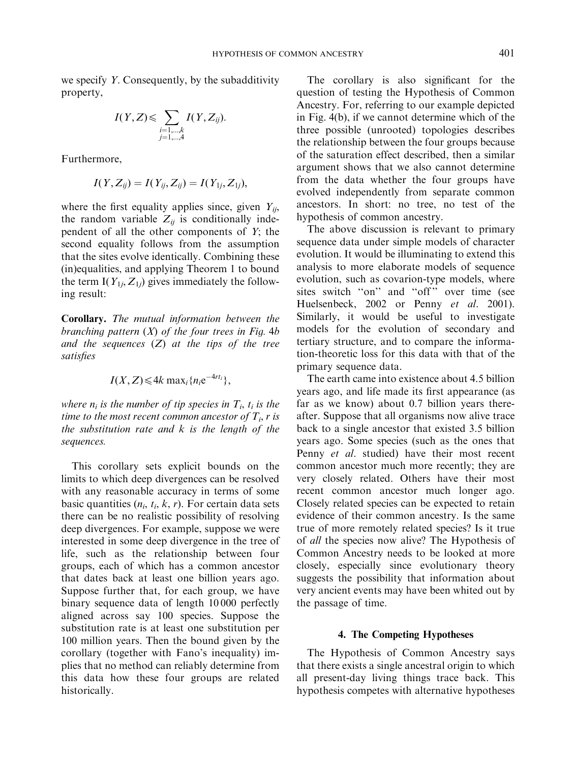we specify $Y$. Consequently, by the subadditivity property,

$$I(Y,Z) \leqslant \sum_{\substack{i=1,\ldots,k \\ j=1,\ldots,4}} I(Y, Z_{ij}).$$

Furthermore,

$$I(Y, Z_{ij}) = I(Y_{ij}, Z_{ij}) = I(Y_{1j}, Z_{1j}),$$

where the first equality applies since, given $Y_{ij}$, the random variable $Z_{ij}$ is conditionally independent of all the other components of $Y$; the second equality follows from the assumption that the sites evolve identically. Combining these (in)equalities, and applying Theorem 1 to bound the term $I(Y_{1j}, Z_{1j})$ gives immediately the following result:

**Corollary.** *The mutual information between the branching pattern* ($X$) *of the four trees in Fig. 4b and the sequences* ($Z$) *at the tips of the tree satisfies*

$$I(X,Z) \leqslant 4k \max_i \{n_i e^{-4rt_i}\},$$

*where $n_i$ is the number of tip species in $T_i$, $t_i$ is the time to the most recent common ancestor of $T_i$, $r$ is the substitution rate and $k$ is the length of the sequences.*

This corollary sets explicit bounds on the limits to which deep divergences can be resolved with any reasonable accuracy in terms of some basic quantities ($n_i$, $t_i$, $k$, $r$). For certain data sets there can be no realistic possibility of resolving deep divergences. For example, suppose we were interested in some deep divergence in the tree of life, such as the relationship between four groups, each of which has a common ancestor that dates back at least one billion years ago. Suppose further that, for each group, we have binary sequence data of length 10 000 perfectly aligned across say 100 species. Suppose the substitution rate is at least one substitution per 100 million years. Then the bound given by the corollary (together with Fano's inequality) implies that no method can reliably determine from this data how these four groups are related historically.

The corollary is also significant for the question of testing the Hypothesis of Common Ancestry. For, referring to our example depicted in Fig. 4(b), if we cannot determine which of the three possible (unrooted) topologies describes the relationship between the four groups because of the saturation effect described, then a similar argument shows that we also cannot determine from the data whether the four groups have evolved independently from separate common ancestors. In short: no tree, no test of the hypothesis of common ancestry.

The above discussion is relevant to primary sequence data under simple models of character evolution. It would be illuminating to extend this analysis to more elaborate models of sequence evolution, such as covarion-type models, where sites switch "on" and "off" over time (see Huelsenbeck, 2002 or Penny *et al*. 2001). Similarly, it would be useful to investigate models for the evolution of secondary and tertiary structure, and to compare the information-theoretic loss for this data with that of the primary sequence data.

The earth came into existence about 4.5 billion years ago, and life made its first appearance (as far as we know) about 0.7 billion years thereafter. Suppose that all organisms now alive trace back to a single ancestor that existed 3.5 billion years ago. Some species (such as the ones that Penny *et al*. studied) have their most recent common ancestor much more recently; they are very closely related. Others have their most recent common ancestor much longer ago. Closely related species can be expected to retain evidence of their common ancestry. Is the same true of more remotely related species? Is it true of *all* the species now alive? The Hypothesis of Common Ancestry needs to be looked at more closely, especially since evolutionary theory suggests the possibility that information about very ancient events may have been whited out by the passage of time.

## 4. The Competing Hypotheses

The Hypothesis of Common Ancestry says that there exists a single ancestral origin to which all present-day living things trace back. This hypothesis competes with alternative hypotheses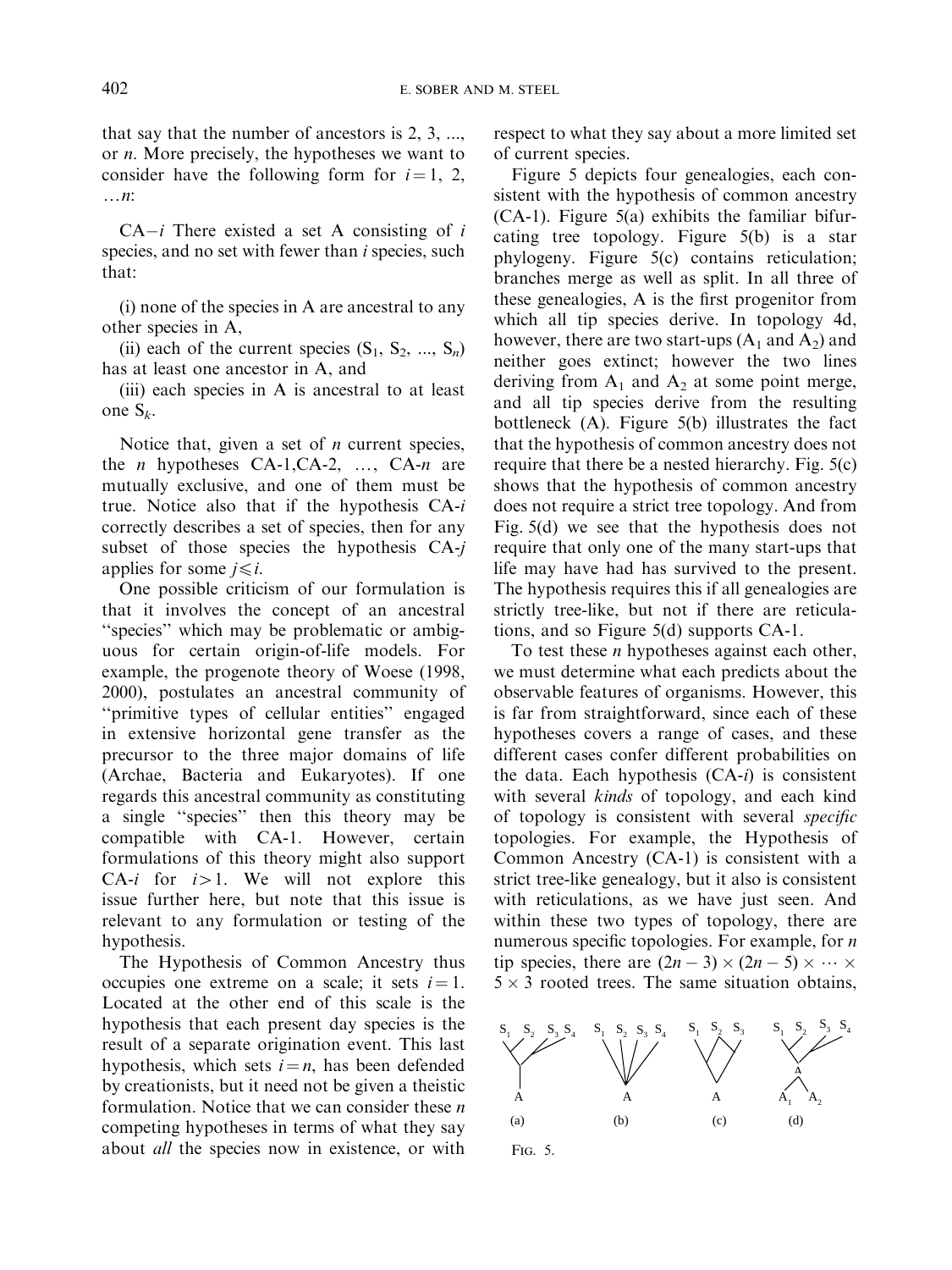that say that the number of ancestors is 2, 3, ..., or $n$. More precisely, the hypotheses we want to consider have the following form for $i = 1, 2, \ldots n$:

CA$-i$ There existed a set A consisting of $i$ species, and no set with fewer than $i$ species, such that:

(i) none of the species in A are ancestral to any other species in A,

(ii) each of the current species ($S_1, S_2, \ldots, S_n$) has at least one ancestor in A, and

(iii) each species in A is ancestral to at least one $S_k$.

Notice that, given a set of $n$ current species, the $n$ hypotheses CA-1,CA-2, ..., CA-$n$ are mutually exclusive, and one of them must be true. Notice also that if the hypothesis CA-$i$ correctly describes a set of species, then for any subset of those species the hypothesis CA-$j$ applies for some $j \leqslant i$.

One possible criticism of our formulation is that it involves the concept of an ancestral "species" which may be problematic or ambiguous for certain origin-of-life models. For example, the progenote theory of Woese (1998, 2000), postulates an ancestral community of "primitive types of cellular entities" engaged in extensive horizontal gene transfer as the precursor to the three major domains of life (Archae, Bacteria and Eukaryotes). If one regards this ancestral community as constituting a single "species" then this theory may be compatible with CA-1. However, certain formulations of this theory might also support CA-$i$ for $i > 1$. We will not explore this issue further here, but note that this issue is relevant to any formulation or testing of the hypothesis.

The Hypothesis of Common Ancestry thus occupies one extreme on a scale; it sets $i = 1$. Located at the other end of this scale is the hypothesis that each present day species is the result of a separate origination event. This last hypothesis, which sets $i = n$, has been defended by creationists, but it need not be given a theistic formulation. Notice that we can consider these $n$ competing hypotheses in terms of what they say about *all* the species now in existence, or with respect to what they say about a more limited set of current species.

Figure 5 depicts four genealogies, each consistent with the hypothesis of common ancestry (CA-1). Figure 5(a) exhibits the familiar bifurcating tree topology. Figure 5(b) is a star phylogeny. Figure 5(c) contains reticulation; branches merge as well as split. In all three of these genealogies, A is the first progenitor from which all tip species derive. In topology 4d, however, there are two start-ups ($A_1$ and $A_2$) and neither goes extinct; however the two lines deriving from $A_1$ and $A_2$ at some point merge, and all tip species derive from the resulting bottleneck (A). Figure 5(b) illustrates the fact that the hypothesis of common ancestry does not require that there be a nested hierarchy. Fig. 5(c) shows that the hypothesis of common ancestry does not require a strict tree topology. And from Fig. 5(d) we see that the hypothesis does not require that only one of the many start-ups that life may have had has survived to the present. The hypothesis requires this if all genealogies are strictly tree-like, but not if there are reticulations, and so Figure 5(d) supports CA-1.

To test these $n$ hypotheses against each other, we must determine what each predicts about the observable features of organisms. However, this is far from straightforward, since each of these hypotheses covers a range of cases, and these different cases confer different probabilities on the data. Each hypothesis (CA-$i$) is consistent with several *kinds* of topology, and each kind of topology is consistent with several *specific* topologies. For example, the Hypothesis of Common Ancestry (CA-1) is consistent with a strict tree-like genealogy, but it also is consistent with reticulations, as we have just seen. And within these two types of topology, there are numerous specific topologies. For example, for $n$ tip species, there are $(2n-3) \times (2n-5) \times \cdots \times 5 \times 3$ rooted trees. The same situation obtains,

FIG. 5.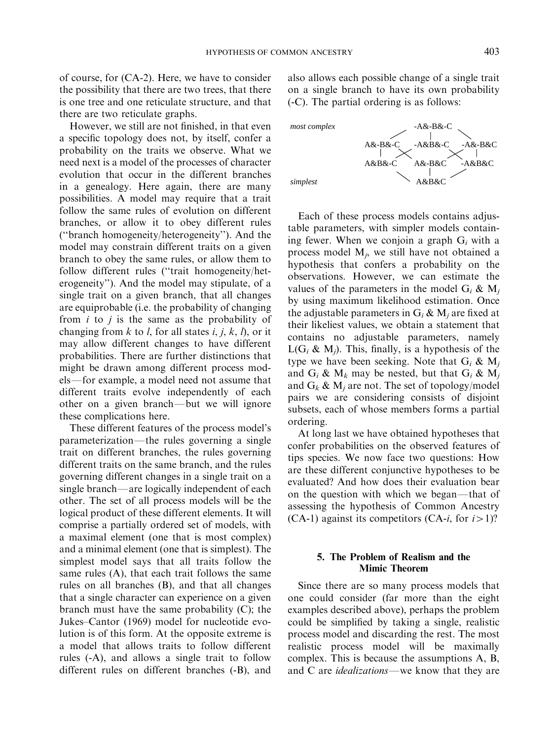of course, for (CA-2). Here, we have to consider the possibility that there are two trees, that there is one tree and one reticulate structure, and that there are two reticulate graphs.

However, we still are not finished, in that even a specific topology does not, by itself, confer a probability on the traits we observe. What we need next is a model of the processes of character evolution that occur in the different branches in a genealogy. Here again, there are many possibilities. A model may require that a trait follow the same rules of evolution on different branches, or allow it to obey different rules ("branch homogeneity/heterogeneity"). And the model may constrain different traits on a given branch to obey the same rules, or allow them to follow different rules ("trait homogeneity/heterogeneity"). And the model may stipulate, of a single trait on a given branch, that all changes are equiprobable (i.e. the probability of changing from $i$ to $j$ is the same as the probability of changing from $k$ to $l$, for all states $i$, $j$, $k$, $l$), or it may allow different changes to have different probabilities. There are further distinctions that might be drawn among different process models—for example, a model need not assume that different traits evolve independently of each other on a given branch—but we will ignore these complications here.

These different features of the process model's parameterization—the rules governing a single trait on different branches, the rules governing different traits on the same branch, and the rules governing different changes in a single trait on a single branch—are logically independent of each other. The set of all process models will be the logical product of these different elements. It will comprise a partially ordered set of models, with a maximal element (one that is most complex) and a minimal element (one that is simplest). The simplest model says that all traits follow the same rules (A), that each trait follows the same rules on all branches (B), and that all changes that a single character can experience on a given branch must have the same probability (C); the Jukes–Cantor (1969) model for nucleotide evolution is of this form. At the opposite extreme is a model that allows traits to follow different rules (-A), and allows a single trait to follow different rules on different branches (-B), and also allows each possible change of a single trait on a single branch to have its own probability (-C). The partial ordering is as follows:

*most complex*

-A&-B&-C

A&-B&-C　　-A&B&-C　　-A&-B&C

A&B&-C　　A&-B&C　　-A&B&C

*simplest*

A&B&C

Each of these process models contains adjustable parameters, with simpler models containing fewer. When we conjoin a graph $G_i$ with a process model $M_j$, we still have not obtained a hypothesis that confers a probability on the observations. However, we can estimate the values of the parameters in the model $G_i$ & $M_j$ by using maximum likelihood estimation. Once the adjustable parameters in $G_i$ & $M_j$ are fixed at their likeliest values, we obtain a statement that contains no adjustable parameters, namely $L(G_i$ & $M_j)$. This, finally, is a hypothesis of the type we have been seeking. Note that $G_i$ & $M_j$ and $G_i$ & $M_k$ may be nested, but that $G_i$ & $M_j$ and $G_k$ & $M_j$ are not. The set of topology/model pairs we are considering consists of disjoint subsets, each of whose members forms a partial ordering.

At long last we have obtained hypotheses that confer probabilities on the observed features of tips species. We now face two questions: How are these different conjunctive hypotheses to be evaluated? And how does their evaluation bear on the question with which we began—that of assessing the hypothesis of Common Ancestry (CA-1) against its competitors (CA-$i$, for $i > 1$)?

## 5. The Problem of Realism and the Mimic Theorem

Since there are so many process models that one could consider (far more than the eight examples described above), perhaps the problem could be simplified by taking a single, realistic process model and discarding the rest. The most realistic process model will be maximally complex. This is because the assumptions A, B, and C are *idealizations*—we know that they are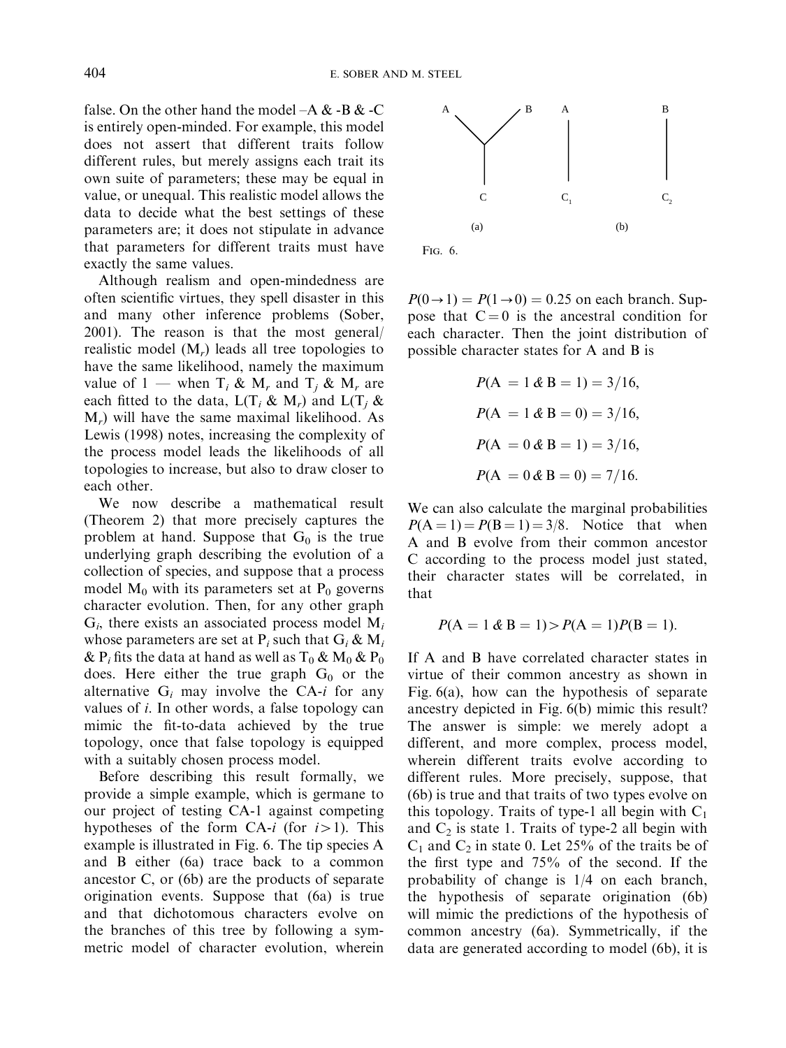false. On the other hand the model –A & -B & -C is entirely open-minded. For example, this model does not assert that different traits follow different rules, but merely assigns each trait its own suite of parameters; these may be equal in value, or unequal. This realistic model allows the data to decide what the best settings of these parameters are; it does not stipulate in advance that parameters for different traits must have exactly the same values.

Although realism and open-mindedness are often scientific virtues, they spell disaster in this and many other inference problems (Sober, 2001). The reason is that the most general/realistic model ($M_r$) leads all tree topologies to have the same likelihood, namely the maximum value of 1 — when $T_i$ & $M_r$ and $T_j$ & $M_r$ are each fitted to the data, L($T_i$ & $M_r$) and L($T_j$ & $M_r$) will have the same maximal likelihood. As Lewis (1998) notes, increasing the complexity of the process model leads the likelihoods of all topologies to increase, but also to draw closer to each other.

We now describe a mathematical result (Theorem 2) that more precisely captures the problem at hand. Suppose that $G_0$ is the true underlying graph describing the evolution of a collection of species, and suppose that a process model $M_0$ with its parameters set at $P_0$ governs character evolution. Then, for any other graph $G_i$, there exists an associated process model $M_i$ whose parameters are set at $P_i$ such that $G_i$ & $M_i$ & $P_i$ fits the data at hand as well as $T_0$ & $M_0$ & $P_0$ does. Here either the true graph $G_0$ or the alternative $G_i$ may involve the CA-*i* for any values of *i*. In other words, a false topology can mimic the fit-to-data achieved by the true topology, once that false topology is equipped with a suitably chosen process model.

Before describing this result formally, we provide a simple example, which is germane to our project of testing CA-1 against competing hypotheses of the form CA-*i* (for $i > 1$). This example is illustrated in Fig. 6. The tip species A and B either (6a) trace back to a common ancestor C, or (6b) are the products of separate origination events. Suppose that (6a) is true and that dichotomous characters evolve on the branches of this tree by following a symmetric model of character evolution, wherein

Fig. 6.

$P(0 \to 1) = P(1 \to 0) = 0.25$ on each branch. Suppose that $C = 0$ is the ancestral condition for each character. Then the joint distribution of possible character states for A and B is

$$P(A = 1 \,\&\, B = 1) = 3/16,$$

$$P(A = 1 \,\&\, B = 0) = 3/16,$$

$$P(A = 0 \,\&\, B = 1) = 3/16,$$

$$P(A = 0 \,\&\, B = 0) = 7/16.$$

We can also calculate the marginal probabilities $P(A = 1) = P(B = 1) = 3/8$. Notice that when A and B evolve from their common ancestor C according to the process model just stated, their character states will be correlated, in that

$$P(A = 1 \,\&\, B = 1) > P(A = 1)P(B = 1).$$

If A and B have correlated character states in virtue of their common ancestry as shown in Fig. 6(a), how can the hypothesis of separate ancestry depicted in Fig. 6(b) mimic this result? The answer is simple: we merely adopt a different, and more complex, process model, wherein different traits evolve according to different rules. More precisely, suppose, that (6b) is true and that traits of two types evolve on this topology. Traits of type-1 all begin with $C_1$ and $C_2$ is state 1. Traits of type-2 all begin with $C_1$ and $C_2$ in state 0. Let 25% of the traits be of the first type and 75% of the second. If the probability of change is 1/4 on each branch, the hypothesis of separate origination (6b) will mimic the predictions of the hypothesis of common ancestry (6a). Symmetrically, if the data are generated according to model (6b), it is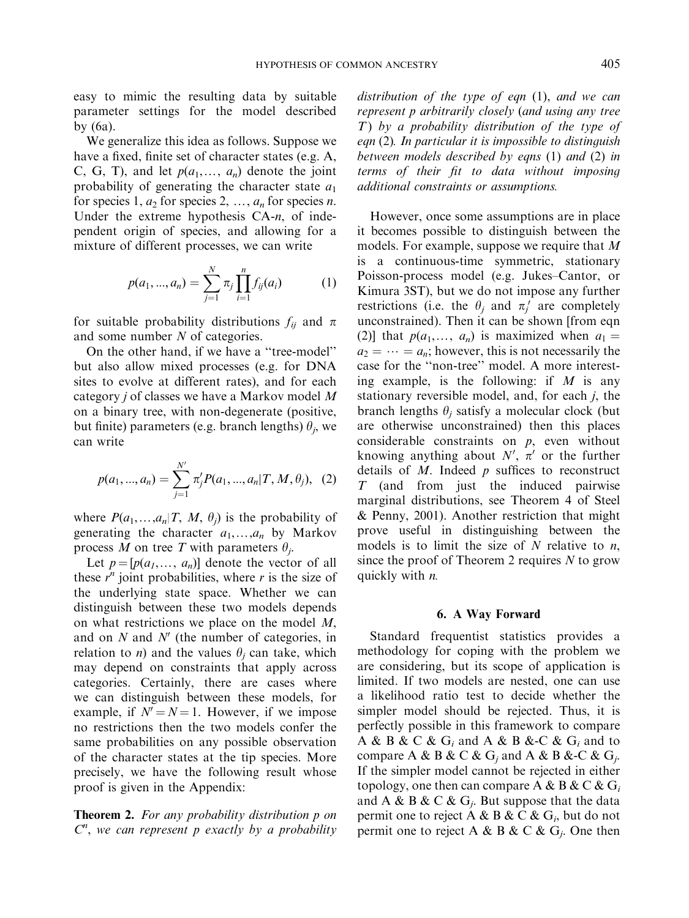easy to mimic the resulting data by suitable parameter settings for the model described by (6a).

We generalize this idea as follows. Suppose we have a fixed, finite set of character states (e.g. A, C, G, T), and let $p(a_1, \ldots, a_n)$ denote the joint probability of generating the character state $a_1$ for species 1, $a_2$ for species 2, …, $a_n$ for species $n$. Under the extreme hypothesis CA-$n$, of independent origin of species, and allowing for a mixture of different processes, we can write

$$p(a_1, ..., a_n) = \sum_{j=1}^{N} \pi_j \prod_{i=1}^{n} f_{ij}(a_i) \qquad (1)$$

for suitable probability distributions $f_{ij}$ and $\pi$ and some number $N$ of categories.

On the other hand, if we have a "tree-model" but also allow mixed processes (e.g. for DNA sites to evolve at different rates), and for each category $j$ of classes we have a Markov model $M$ on a binary tree, with non-degenerate (positive, but finite) parameters (e.g. branch lengths) $\theta_j$, we can write

$$p(a_1, ..., a_n) = \sum_{j=1}^{N'} \pi'_j P(a_1, ..., a_n | T, M, \theta_j), \quad (2)$$

where $P(a_1, \ldots, a_n | T, M, \theta_j)$ is the probability of generating the character $a_1, \ldots, a_n$ by Markov process $M$ on tree $T$ with parameters $\theta_j$.

Let $p = [p(a_1, \ldots, a_n)]$ denote the vector of all these $r^n$ joint probabilities, where $r$ is the size of the underlying state space. Whether we can distinguish between these two models depends on what restrictions we place on the model $M$, and on $N$ and $N'$ (the number of categories, in relation to $n$) and the values $\theta_j$ can take, which may depend on constraints that apply across categories. Certainly, there are cases where we can distinguish between these models, for example, if $N' = N = 1$. However, if we impose no restrictions then the two models confer the same probabilities on any possible observation of the character states at the tip species. More precisely, we have the following result whose proof is given in the Appendix:

**Theorem 2.** *For any probability distribution $p$ on $C^n$, we can represent $p$ exactly by a probability distribution of the type of eqn* (1), *and we can represent $p$ arbitrarily closely* (*and using any tree $T$*) *by a probability distribution of the type of eqn* (2). *In particular it is impossible to distinguish between models described by eqns* (1) *and* (2) *in terms of their fit to data without imposing additional constraints or assumptions.*

However, once some assumptions are in place it becomes possible to distinguish between the models. For example, suppose we require that $M$ is a continuous-time symmetric, stationary Poisson-process model (e.g. Jukes–Cantor, or Kimura 3ST), but we do not impose any further restrictions (i.e. the $\theta_j$ and $\pi'_j$ are completely unconstrained). Then it can be shown [from eqn (2)] that $p(a_1, \ldots, a_n)$ is maximized when $a_1 = a_2 = \cdots = a_n$; however, this is not necessarily the case for the "non-tree" model. A more interesting example, is the following: if $M$ is any stationary reversible model, and, for each $j$, the branch lengths $\theta_j$ satisfy a molecular clock (but are otherwise unconstrained) then this places considerable constraints on $p$, even without knowing anything about $N'$, $\pi'$ or the further details of $M$. Indeed $p$ suffices to reconstruct $T$ (and from just the induced pairwise marginal distributions, see Theorem 4 of Steel & Penny, 2001). Another restriction that might prove useful in distinguishing between the models is to limit the size of $N$ relative to $n$, since the proof of Theorem 2 requires $N$ to grow quickly with $n$.

## 6. A Way Forward

Standard frequentist statistics provides a methodology for coping with the problem we are considering, but its scope of application is limited. If two models are nested, one can use a likelihood ratio test to decide whether the simpler model should be rejected. Thus, it is perfectly possible in this framework to compare A & B & C & $G_i$ and A & B &-C & $G_i$ and to compare A & B & C & $G_j$ and A & B &-C & $G_j$. If the simpler model cannot be rejected in either topology, one then can compare A & B & C & $G_i$ and A & B & C & $G_j$. But suppose that the data permit one to reject A & B & C & $G_i$, but do not permit one to reject A & B & C & $G_j$. One then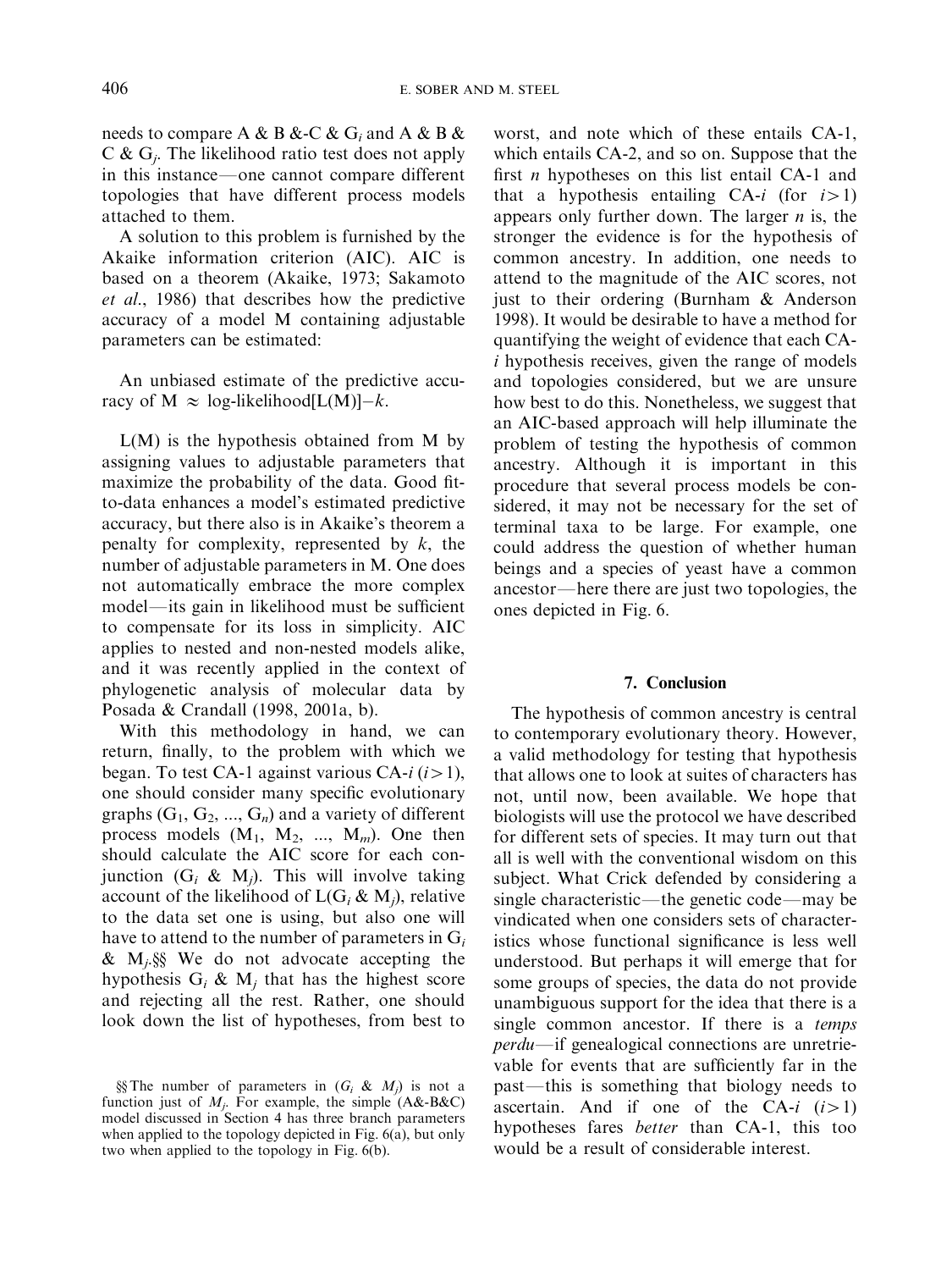needs to compare A & B &-C & $G_i$ and A & B & C & $G_j$. The likelihood ratio test does not apply in this instance—one cannot compare different topologies that have different process models attached to them.

A solution to this problem is furnished by the Akaike information criterion (AIC). AIC is based on a theorem (Akaike, 1973; Sakamoto *et al.*, 1986) that describes how the predictive accuracy of a model M containing adjustable parameters can be estimated:

An unbiased estimate of the predictive accuracy of M $\approx$ log-likelihood[L(M)]$-k$.

L(M) is the hypothesis obtained from M by assigning values to adjustable parameters that maximize the probability of the data. Good fit-to-data enhances a model's estimated predictive accuracy, but there also is in Akaike's theorem a penalty for complexity, represented by $k$, the number of adjustable parameters in M. One does not automatically embrace the more complex model—its gain in likelihood must be sufficient to compensate for its loss in simplicity. AIC applies to nested and non-nested models alike, and it was recently applied in the context of phylogenetic analysis of molecular data by Posada & Crandall (1998, 2001a, b).

With this methodology in hand, we can return, finally, to the problem with which we began. To test CA-1 against various CA-$i$ ($i>1$), one should consider many specific evolutionary graphs ($G_1$, $G_2$, ..., $G_n$) and a variety of different process models ($M_1$, $M_2$, ..., $M_m$). One then should calculate the AIC score for each conjunction ($G_i$ & $M_j$). This will involve taking account of the likelihood of L($G_i$ & $M_j$), relative to the data set one is using, but also one will have to attend to the number of parameters in $G_i$ & $M_j$.§§ We do not advocate accepting the hypothesis $G_i$ & $M_j$ that has the highest score and rejecting all the rest. Rather, one should look down the list of hypotheses, from best to worst, and note which of these entails CA-1, which entails CA-2, and so on. Suppose that the first $n$ hypotheses on this list entail CA-1 and that a hypothesis entailing CA-$i$ (for $i>1$) appears only further down. The larger $n$ is, the stronger the evidence is for the hypothesis of common ancestry. In addition, one needs to attend to the magnitude of the AIC scores, not just to their ordering (Burnham & Anderson 1998). It would be desirable to have a method for quantifying the weight of evidence that each CA-$i$ hypothesis receives, given the range of models and topologies considered, but we are unsure how best to do this. Nonetheless, we suggest that an AIC-based approach will help illuminate the problem of testing the hypothesis of common ancestry. Although it is important in this procedure that several process models be considered, it may not be necessary for the set of terminal taxa to be large. For example, one could address the question of whether human beings and a species of yeast have a common ancestor—here there are just two topologies, the ones depicted in Fig. 6.

§§ The number of parameters in ($G_i$ & $M_j$) is not a function just of $M_j$. For example, the simple (A&-B&C) model discussed in Section 4 has three branch parameters when applied to the topology depicted in Fig. 6(a), but only two when applied to the topology in Fig. 6(b).

## 7. Conclusion

The hypothesis of common ancestry is central to contemporary evolutionary theory. However, a valid methodology for testing that hypothesis that allows one to look at suites of characters has not, until now, been available. We hope that biologists will use the protocol we have described for different sets of species. It may turn out that all is well with the conventional wisdom on this subject. What Crick defended by considering a single characteristic—the genetic code—may be vindicated when one considers sets of characteristics whose functional significance is less well understood. But perhaps it will emerge that for some groups of species, the data do not provide unambiguous support for the idea that there is a single common ancestor. If there is a *temps perdu*—if genealogical connections are unretrievable for events that are sufficiently far in the past—this is something that biology needs to ascertain. And if one of the CA-$i$ ($i>1$) hypotheses fares *better* than CA-1, this too would be a result of considerable interest.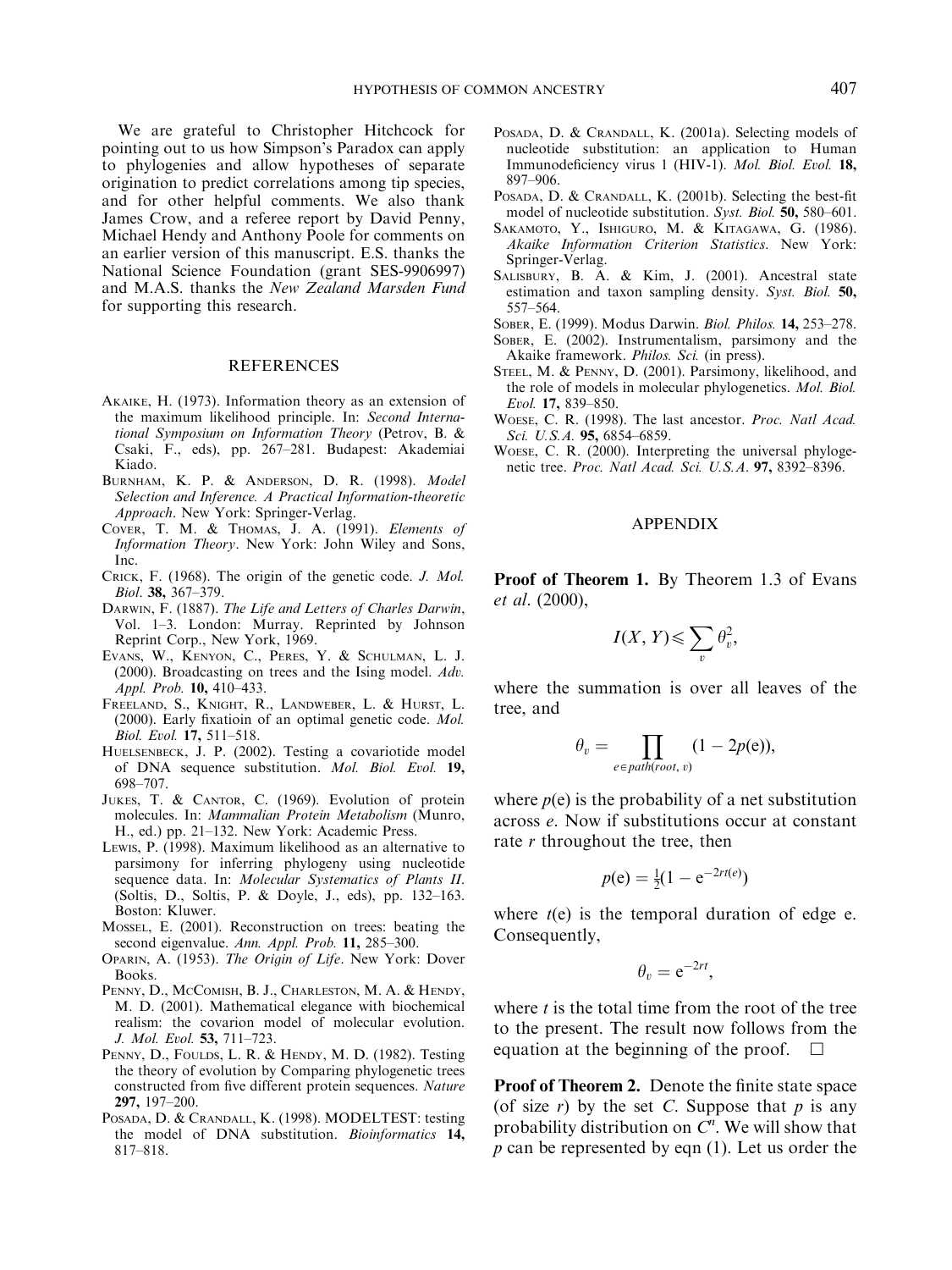We are grateful to Christopher Hitchcock for pointing out to us how Simpson's Paradox can apply to phylogenies and allow hypotheses of separate origination to predict correlations among tip species, and for other helpful comments. We also thank James Crow, and a referee report by David Penny, Michael Hendy and Anthony Poole for comments on an earlier version of this manuscript. E.S. thanks the National Science Foundation (grant SES-9906997) and M.A.S. thanks the *New Zealand Marsden Fund* for supporting this research.

## REFERENCES

Akaike, H. (1973). Information theory as an extension of the maximum likelihood principle. In: *Second International Symposium on Information Theory* (Petrov, B. & Csaki, F., eds), pp. 267–281. Budapest: Akademiai Kiado.

Burnham, K. P. & Anderson, D. R. (1998). *Model Selection and Inference. A Practical Information-theoretic Approach*. New York: Springer-Verlag.

Cover, T. M. & Thomas, J. A. (1991). *Elements of Information Theory*. New York: John Wiley and Sons, Inc.

Crick, F. (1968). The origin of the genetic code. *J. Mol. Biol*. **38,** 367–379.

Darwin, F. (1887). *The Life and Letters of Charles Darwin*, Vol. 1–3. London: Murray. Reprinted by Johnson Reprint Corp., New York, 1969.

Evans, W., Kenyon, C., Peres, Y. & Schulman, L. J. (2000). Broadcasting on trees and the Ising model. *Adv. Appl. Prob.* **10,** 410–433.

Freeland, S., Knight, R., Landweber, L. & Hurst, L. (2000). Early fixatioin of an optimal genetic code. *Mol. Biol. Evol.* **17,** 511–518.

Huelsenbeck, J. P. (2002). Testing a covariotide model of DNA sequence substitution. *Mol. Biol. Evol.* **19,** 698–707.

Jukes, T. & Cantor, C. (1969). Evolution of protein molecules. In: *Mammalian Protein Metabolism* (Munro, H., ed.) pp. 21–132. New York: Academic Press.

Lewis, P. (1998). Maximum likelihood as an alternative to parsimony for inferring phylogeny using nucleotide sequence data. In: *Molecular Systematics of Plants II*. (Soltis, D., Soltis, P. & Doyle, J., eds), pp. 132–163. Boston: Kluwer.

Mossel, E. (2001). Reconstruction on trees: beating the second eigenvalue. *Ann. Appl. Prob.* **11,** 285–300.

Oparin, A. (1953). *The Origin of Life*. New York: Dover Books.

Penny, D., McComish, B. J., Charleston, M. A. & Hendy, M. D. (2001). Mathematical elegance with biochemical realism: the covarion model of molecular evolution. *J. Mol. Evol.* **53,** 711–723.

Penny, D., Foulds, L. R. & Hendy, M. D. (1982). Testing the theory of evolution by Comparing phylogenetic trees constructed from five different protein sequences. *Nature* **297,** 197–200.

Posada, D. & Crandall, K. (1998). MODELTEST: testing the model of DNA substitution. *Bioinformatics* **14,** 817–818.

Posada, D. & Crandall, K. (2001a). Selecting models of nucleotide substitution: an application to Human Immunodeficiency virus 1 (HIV-1). *Mol. Biol. Evol.* **18,** 897–906.

Posada, D. & Crandall, K. (2001b). Selecting the best-fit model of nucleotide substitution. *Syst. Biol.* **50,** 580–601.

Sakamoto, Y., Ishiguro, M. & Kitagawa, G. (1986). *Akaike Information Criterion Statistics*. New York: Springer-Verlag.

Salisbury, B. A. & Kim, J. (2001). Ancestral state estimation and taxon sampling density. *Syst. Biol.* **50,** 557–564.

Sober, E. (1999). Modus Darwin. *Biol. Philos.* **14,** 253–278.

Sober, E. (2002). Instrumentalism, parsimony and the Akaike framework. *Philos. Sci.* (in press).

Steel, M. & Penny, D. (2001). Parsimony, likelihood, and the role of models in molecular phylogenetics. *Mol. Biol. Evol.* **17,** 839–850.

Woese, C. R. (1998). The last ancestor. *Proc. Natl Acad. Sci. U.S.A.* **95,** 6854–6859.

Woese, C. R. (2000). Interpreting the universal phylogenetic tree. *Proc. Natl Acad. Sci. U.S.A.* **97,** 8392–8396.

## APPENDIX

**Proof of Theorem 1.** By Theorem 1.3 of Evans *et al*. (2000),

$$I(X, Y) \leqslant \sum_{v} \theta_v^2,$$

where the summation is over all leaves of the tree, and

$$\theta_v = \prod_{e \in path(root,\, v)} (1 - 2p(e)),$$

where $p(e)$ is the probability of a net substitution across $e$. Now if substitutions occur at constant rate $r$ throughout the tree, then

$$p(e) = \tfrac{1}{2}(1 - e^{-2rt(e)})$$

where $t(e)$ is the temporal duration of edge e. Consequently,

$$\theta_v = e^{-2rt},$$

where $t$ is the total time from the root of the tree to the present. The result now follows from the equation at the beginning of the proof. $\square$

**Proof of Theorem 2.** Denote the finite state space (of size $r$) by the set $C$. Suppose that $p$ is any probability distribution on $C^n$. We will show that $p$ can be represented by eqn (1). Let us order the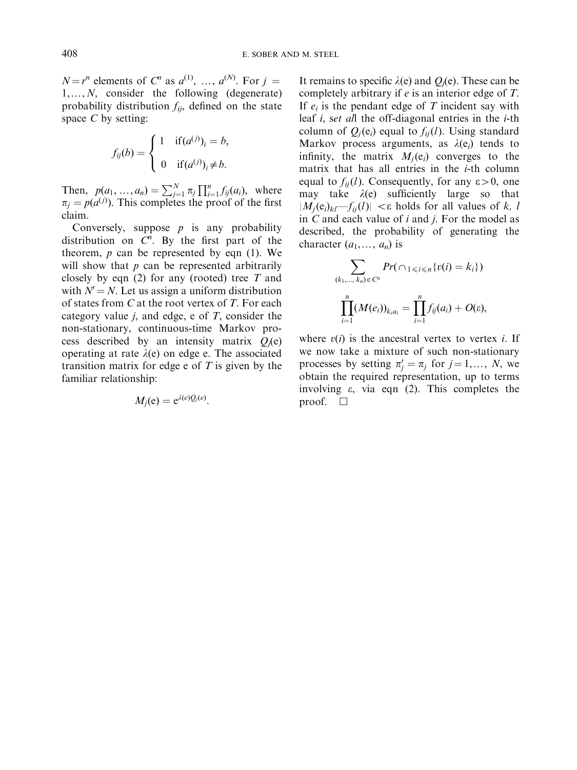$N = r^n$ elements of $C^n$ as $a^{(1)}, \ldots, a^{(N)}$. For $j = 1, \ldots, N$, consider the following (degenerate) probability distribution $f_{ij}$, defined on the state space $C$ by setting:

$$f_{ij}(b) = \begin{cases} 1 & \text{if}(a^{(j)})_i = b, \\ 0 & \text{if}(a^{(j)})_i \neq b. \end{cases}$$

Then, $p(a_1, \ldots, a_n) = \sum_{j=1}^{N} \pi_j \prod_{i=1}^{n} f_{ij}(a_i)$, where $\pi_j = p(a^{(j)})$. This completes the proof of the first claim.

Conversely, suppose $p$ is any probability distribution on $C^n$. By the first part of the theorem, $p$ can be represented by eqn (1). We will show that $p$ can be represented arbitrarily closely by eqn (2) for any (rooted) tree $T$ and with $N' = N$. Let us assign a uniform distribution of states from $C$ at the root vertex of $T$. For each category value $j$, and edge, e of $T$, consider the non-stationary, continuous-time Markov process described by an intensity matrix $Q_j(\mathrm{e})$ operating at rate $\lambda(\mathrm{e})$ on edge e. The associated transition matrix for edge e of $T$ is given by the familiar relationship:

$$M_j(\mathrm{e}) = \mathrm{e}^{\lambda(e) Q_j(e)}.$$

It remains to specific $\lambda(\mathrm{e})$ and $Q_j(\mathrm{e})$. These can be completely arbitrary if $e$ is an interior edge of $T$. If $e_i$ is the pendant edge of $T$ incident say with leaf $i$, s*et al*l the off-diagonal entries in the $i$-th column of $Q_j(\mathrm{e}_i)$ equal to $f_{ij}(l)$. Using standard Markov process arguments, as $\lambda(\mathrm{e}_i)$ tends to infinity, the matrix $M_j(\mathrm{e}_i)$ converges to the matrix that has all entries in the $i$-th column equal to $f_{ij}(l)$. Consequently, for any $\varepsilon > 0$, one may take $\lambda(\mathrm{e})$ sufficiently large so that $|M_j(\mathrm{e}_i)_{kl} — f_{ij}(l)| < \varepsilon$ holds for all values of $k$, $l$ in $C$ and each value of $i$ and $j$. For the model as described, the probability of generating the character $(a_1, \ldots, a_n)$ is

$$\sum_{(k_1, \ldots, k_n) \in C^n} Pr(\cap_{1 \leqslant i \leqslant n} \{v(i) = k_i\})$$

$$\prod_{i=1}^{n} (M(e_i))_{k_i a_i} = \prod_{i=1}^{n} f_{ij}(a_i) + O(\varepsilon),$$

where $v(i)$ is the ancestral vertex to vertex $i$. If we now take a mixture of such non-stationary processes by setting $\pi'_j = \pi_j$ for $j = 1, \ldots, N$, we obtain the required representation, up to terms involving $\varepsilon$, via eqn (2). This completes the proof. $\square$